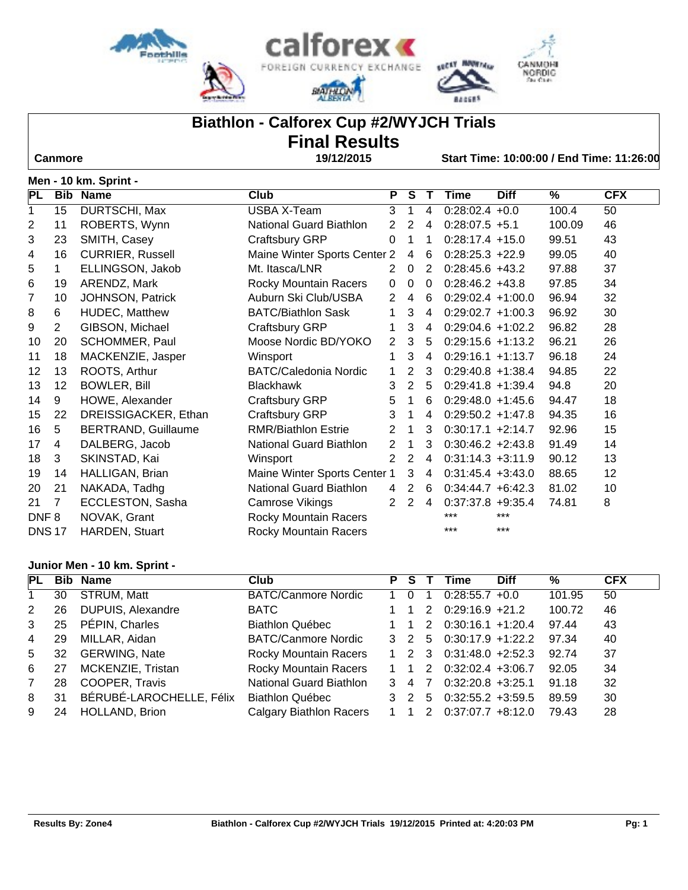# Biathlon - Calforex Cup #2/WYJCH Trials

## Final Results

**Canmore** **19/12/2015** **Start Time: 10:00:00 / End Time: 11:26:00**

### Men - 10 km. Sprint -

| PL | Bib | Name | Club | P | S | T | Time | Diff | % | CFX |
|---|---|---|---|---|---|---|---|---|---|---|
| 1 | 15 | DURTSCHI, Max | USBA X-Team | 3 | 1 | 4 | 0:28:02.4 | +0.0 | 100.4 | 50 |
| 2 | 11 | ROBERTS, Wynn | National Guard Biathlon | 2 | 2 | 4 | 0:28:07.5 | +5.1 | 100.09 | 46 |
| 3 | 23 | SMITH, Casey | Craftsbury GRP | 0 | 1 | 1 | 0:28:17.4 | +15.0 | 99.51 | 43 |
| 4 | 16 | CURRIER, Russell | Maine Winter Sports Center | 2 | 4 | 6 | 0:28:25.3 | +22.9 | 99.05 | 40 |
| 5 | 1 | ELLINGSON, Jakob | Mt. Itasca/LNR | 2 | 0 | 2 | 0:28:45.6 | +43.2 | 97.88 | 37 |
| 6 | 19 | ARENDZ, Mark | Rocky Mountain Racers | 0 | 0 | 0 | 0:28:46.2 | +43.8 | 97.85 | 34 |
| 7 | 10 | JOHNSON, Patrick | Auburn Ski Club/USBA | 2 | 4 | 6 | 0:29:02.4 | +1:00.0 | 96.94 | 32 |
| 8 | 6 | HUDEC, Matthew | BATC/Biathlon Sask | 1 | 3 | 4 | 0:29:02.7 | +1:00.3 | 96.92 | 30 |
| 9 | 2 | GIBSON, Michael | Craftsbury GRP | 1 | 3 | 4 | 0:29:04.6 | +1:02.2 | 96.82 | 28 |
| 10 | 20 | SCHOMMER, Paul | Moose Nordic BD/YOKO | 2 | 3 | 5 | 0:29:15.6 | +1:13.2 | 96.21 | 26 |
| 11 | 18 | MACKENZIE, Jasper | Winsport | 1 | 3 | 4 | 0:29:16.1 | +1:13.7 | 96.18 | 24 |
| 12 | 13 | ROOTS, Arthur | BATC/Caledonia Nordic | 1 | 2 | 3 | 0:29:40.8 | +1:38.4 | 94.85 | 22 |
| 13 | 12 | BOWLER, Bill | Blackhawk | 3 | 2 | 5 | 0:29:41.8 | +1:39.4 | 94.8 | 20 |
| 14 | 9 | HOWE, Alexander | Craftsbury GRP | 5 | 1 | 6 | 0:29:48.0 | +1:45.6 | 94.47 | 18 |
| 15 | 22 | DREISSIGACKER, Ethan | Craftsbury GRP | 3 | 1 | 4 | 0:29:50.2 | +1:47.8 | 94.35 | 16 |
| 16 | 5 | BERTRAND, Guillaume | RMR/Biathlon Estrie | 2 | 1 | 3 | 0:30:17.1 | +2:14.7 | 92.96 | 15 |
| 17 | 4 | DALBERG, Jacob | National Guard Biathlon | 2 | 1 | 3 | 0:30:46.2 | +2:43.8 | 91.49 | 14 |
| 18 | 3 | SKINSTAD, Kai | Winsport | 2 | 2 | 4 | 0:31:14.3 | +3:11.9 | 90.12 | 13 |
| 19 | 14 | HALLIGAN, Brian | Maine Winter Sports Center | 1 | 3 | 4 | 0:31:45.4 | +3:43.0 | 88.65 | 12 |
| 20 | 21 | NAKADA, Tadhg | National Guard Biathlon | 4 | 2 | 6 | 0:34:44.7 | +6:42.3 | 81.02 | 10 |
| 21 | 7 | ECCLESTON, Sasha | Camrose Vikings | 2 | 2 | 4 | 0:37:37.8 | +9:35.4 | 74.81 | 8 |
| DNF | 8 | NOVAK, Grant | Rocky Mountain Racers | | | | *** | *** | | |
| DNS | 17 | HARDEN, Stuart | Rocky Mountain Racers | | | | *** | *** | | |

### Junior Men - 10 km. Sprint -

| PL | Bib | Name | Club | P | S | T | Time | Diff | % | CFX |
|---|---|---|---|---|---|---|---|---|---|---|
| 1 | 30 | STRUM, Matt | BATC/Canmore Nordic | 1 | 0 | 1 | 0:28:55.7 | +0.0 | 101.95 | 50 |
| 2 | 26 | DUPUIS, Alexandre | BATC | 1 | 1 | 2 | 0:29:16.9 | +21.2 | 100.72 | 46 |
| 3 | 25 | PÉPIN, Charles | Biathlon Québec | 1 | 1 | 2 | 0:30:16.1 | +1:20.4 | 97.44 | 43 |
| 4 | 29 | MILLAR, Aidan | BATC/Canmore Nordic | 3 | 2 | 5 | 0:30:17.9 | +1:22.2 | 97.34 | 40 |
| 5 | 32 | GERWING, Nate | Rocky Mountain Racers | 1 | 2 | 3 | 0:31:48.0 | +2:52.3 | 92.74 | 37 |
| 6 | 27 | MCKENZIE, Tristan | Rocky Mountain Racers | 1 | 1 | 2 | 0:32:02.4 | +3:06.7 | 92.05 | 34 |
| 7 | 28 | COOPER, Travis | National Guard Biathlon | 3 | 4 | 7 | 0:32:20.8 | +3:25.1 | 91.18 | 32 |
| 8 | 31 | BÉRUBÉ-LAROCHELLE, Félix | Biathlon Québec | 3 | 2 | 5 | 0:32:55.2 | +3:59.5 | 89.59 | 30 |
| 9 | 24 | HOLLAND, Brion | Calgary Biathlon Racers | 1 | 1 | 2 | 0:37:07.7 | +8:12.0 | 79.43 | 28 |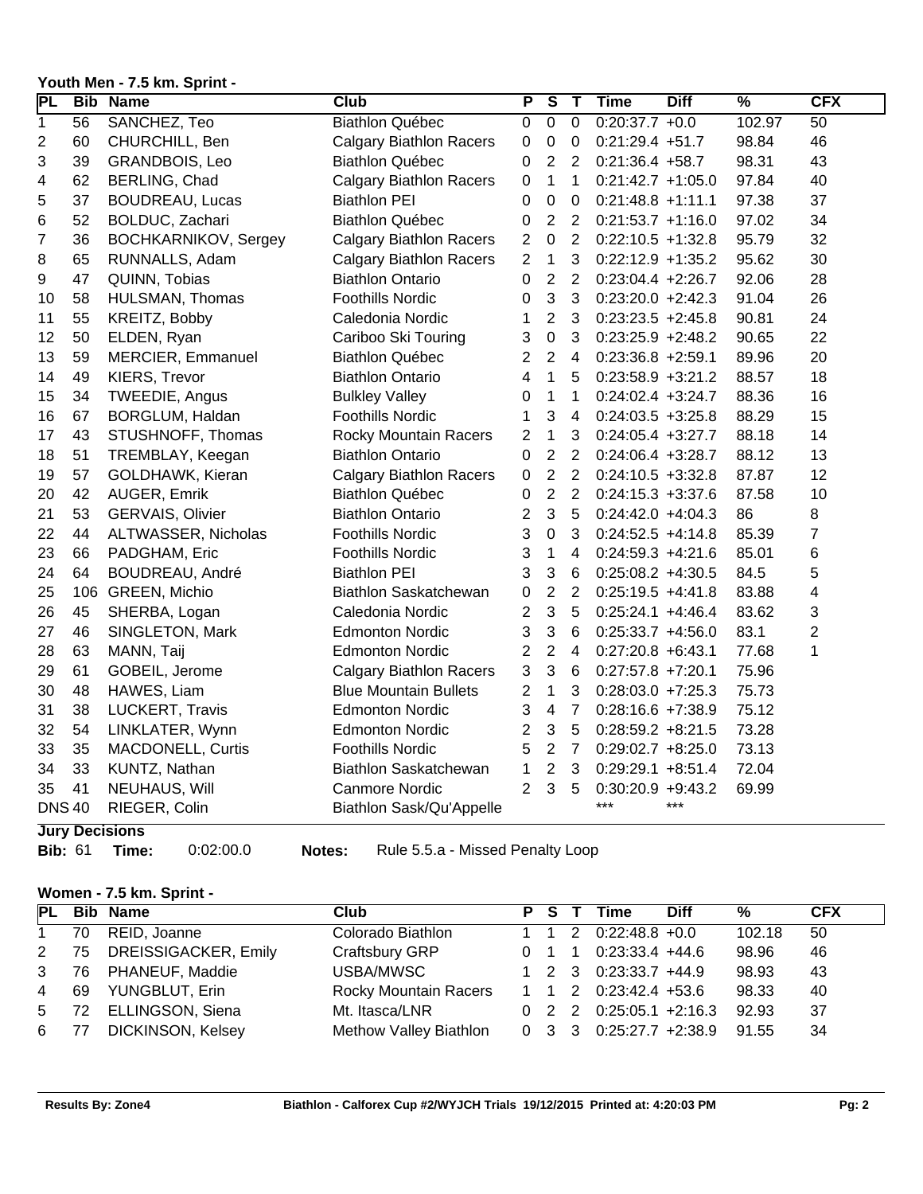### Youth Men - 7.5 km. Sprint -

| PL | Bib | Name | Club | P | S | T | Time | Diff | % | CFX |
|---|---|---|---|---|---|---|---|---|---|---|
| 1 | 56 | SANCHEZ, Teo | Biathlon Québec | 0 | 0 | 0 | 0:20:37.7 | +0.0 | 102.97 | 50 |
| 2 | 60 | CHURCHILL, Ben | Calgary Biathlon Racers | 0 | 0 | 0 | 0:21:29.4 | +51.7 | 98.84 | 46 |
| 3 | 39 | GRANDBOIS, Leo | Biathlon Québec | 0 | 2 | 2 | 0:21:36.4 | +58.7 | 98.31 | 43 |
| 4 | 62 | BERLING, Chad | Calgary Biathlon Racers | 0 | 1 | 1 | 0:21:42.7 | +1:05.0 | 97.84 | 40 |
| 5 | 37 | BOUDREAU, Lucas | Biathlon PEI | 0 | 0 | 0 | 0:21:48.8 | +1:11.1 | 97.38 | 37 |
| 6 | 52 | BOLDUC, Zachari | Biathlon Québec | 0 | 2 | 2 | 0:21:53.7 | +1:16.0 | 97.02 | 34 |
| 7 | 36 | BOCHKARNIKOV, Sergey | Calgary Biathlon Racers | 2 | 0 | 2 | 0:22:10.5 | +1:32.8 | 95.79 | 32 |
| 8 | 65 | RUNNALLS, Adam | Calgary Biathlon Racers | 2 | 1 | 3 | 0:22:12.9 | +1:35.2 | 95.62 | 30 |
| 9 | 47 | QUINN, Tobias | Biathlon Ontario | 0 | 2 | 2 | 0:23:04.4 | +2:26.7 | 92.06 | 28 |
| 10 | 58 | HULSMAN, Thomas | Foothills Nordic | 0 | 3 | 3 | 0:23:20.0 | +2:42.3 | 91.04 | 26 |
| 11 | 55 | KREITZ, Bobby | Caledonia Nordic | 1 | 2 | 3 | 0:23:23.5 | +2:45.8 | 90.81 | 24 |
| 12 | 50 | ELDEN, Ryan | Cariboo Ski Touring | 3 | 0 | 3 | 0:23:25.9 | +2:48.2 | 90.65 | 22 |
| 13 | 59 | MERCIER, Emmanuel | Biathlon Québec | 2 | 2 | 4 | 0:23:36.8 | +2:59.1 | 89.96 | 20 |
| 14 | 49 | KIERS, Trevor | Biathlon Ontario | 4 | 1 | 5 | 0:23:58.9 | +3:21.2 | 88.57 | 18 |
| 15 | 34 | TWEEDIE, Angus | Bulkley Valley | 0 | 1 | 1 | 0:24:02.4 | +3:24.7 | 88.36 | 16 |
| 16 | 67 | BORGLUM, Haldan | Foothills Nordic | 1 | 3 | 4 | 0:24:03.5 | +3:25.8 | 88.29 | 15 |
| 17 | 43 | STUSHNOFF, Thomas | Rocky Mountain Racers | 2 | 1 | 3 | 0:24:05.4 | +3:27.7 | 88.18 | 14 |
| 18 | 51 | TREMBLAY, Keegan | Biathlon Ontario | 0 | 2 | 2 | 0:24:06.4 | +3:28.7 | 88.12 | 13 |
| 19 | 57 | GOLDHAWK, Kieran | Calgary Biathlon Racers | 0 | 2 | 2 | 0:24:10.5 | +3:32.8 | 87.87 | 12 |
| 20 | 42 | AUGER, Emrik | Biathlon Québec | 0 | 2 | 2 | 0:24:15.3 | +3:37.6 | 87.58 | 10 |
| 21 | 53 | GERVAIS, Olivier | Biathlon Ontario | 2 | 3 | 5 | 0:24:42.0 | +4:04.3 | 86 | 8 |
| 22 | 44 | ALTWASSER, Nicholas | Foothills Nordic | 3 | 0 | 3 | 0:24:52.5 | +4:14.8 | 85.39 | 7 |
| 23 | 66 | PADGHAM, Eric | Foothills Nordic | 3 | 1 | 4 | 0:24:59.3 | +4:21.6 | 85.01 | 6 |
| 24 | 64 | BOUDREAU, André | Biathlon PEI | 3 | 3 | 6 | 0:25:08.2 | +4:30.5 | 84.5 | 5 |
| 25 | 106 | GREEN, Michio | Biathlon Saskatchewan | 0 | 2 | 2 | 0:25:19.5 | +4:41.8 | 83.88 | 4 |
| 26 | 45 | SHERBA, Logan | Caledonia Nordic | 2 | 3 | 5 | 0:25:24.1 | +4:46.4 | 83.62 | 3 |
| 27 | 46 | SINGLETON, Mark | Edmonton Nordic | 3 | 3 | 6 | 0:25:33.7 | +4:56.0 | 83.1 | 2 |
| 28 | 63 | MANN, Taij | Edmonton Nordic | 2 | 2 | 4 | 0:27:20.8 | +6:43.1 | 77.68 | 1 |
| 29 | 61 | GOBEIL, Jerome | Calgary Biathlon Racers | 3 | 3 | 6 | 0:27:57.8 | +7:20.1 | 75.96 | |
| 30 | 48 | HAWES, Liam | Blue Mountain Bullets | 2 | 1 | 3 | 0:28:03.0 | +7:25.3 | 75.73 | |
| 31 | 38 | LUCKERT, Travis | Edmonton Nordic | 3 | 4 | 7 | 0:28:16.6 | +7:38.9 | 75.12 | |
| 32 | 54 | LINKLATER, Wynn | Edmonton Nordic | 2 | 3 | 5 | 0:28:59.2 | +8:21.5 | 73.28 | |
| 33 | 35 | MACDONELL, Curtis | Foothills Nordic | 5 | 2 | 7 | 0:29:02.7 | +8:25.0 | 73.13 | |
| 34 | 33 | KUNTZ, Nathan | Biathlon Saskatchewan | 1 | 2 | 3 | 0:29:29.1 | +8:51.4 | 72.04 | |
| 35 | 41 | NEUHAUS, Will | Canmore Nordic | 2 | 3 | 5 | 0:30:20.9 | +9:43.2 | 69.99 | |
| DNS | 40 | RIEGER, Colin | Biathlon Sask/Qu'Appelle | | | | *** | *** | | |

**Jury Decisions**

**Bib:** 61 **Time:** 0:02:00.0 **Notes:** Rule 5.5.a - Missed Penalty Loop

### Women - 7.5 km. Sprint -

| PL | Bib | Name | Club | P | S | T | Time | Diff | % | CFX |
|---|---|---|---|---|---|---|---|---|---|---|
| 1 | 70 | REID, Joanne | Colorado Biathlon | 1 | 1 | 2 | 0:22:48.8 | +0.0 | 102.18 | 50 |
| 2 | 75 | DREISSIGACKER, Emily | Craftsbury GRP | 0 | 1 | 1 | 0:23:33.4 | +44.6 | 98.96 | 46 |
| 3 | 76 | PHANEUF, Maddie | USBA/MWSC | 1 | 2 | 3 | 0:23:33.7 | +44.9 | 98.93 | 43 |
| 4 | 69 | YUNGBLUT, Erin | Rocky Mountain Racers | 1 | 1 | 2 | 0:23:42.4 | +53.6 | 98.33 | 40 |
| 5 | 72 | ELLINGSON, Siena | Mt. Itasca/LNR | 0 | 2 | 2 | 0:25:05.1 | +2:16.3 | 92.93 | 37 |
| 6 | 77 | DICKINSON, Kelsey | Methow Valley Biathlon | 0 | 3 | 3 | 0:25:27.7 | +2:38.9 | 91.55 | 34 |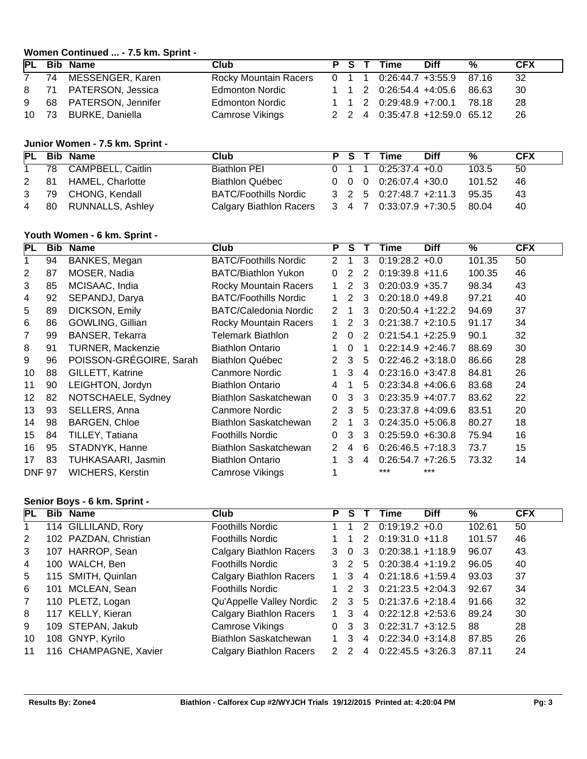**Women Continued ... - 7.5 km. Sprint -**

| PL | Bib | Name | Club | P | S | T | Time | Diff | % | CFX |
|---|---|---|---|---|---|---|---|---|---|---|
| 7 | 74 | MESSENGER, Karen | Rocky Mountain Racers | 0 | 1 | 1 | 0:26:44.7 | +3:55.9 | 87.16 | 32 |
| 8 | 71 | PATERSON, Jessica | Edmonton Nordic | 1 | 1 | 2 | 0:26:54.4 | +4:05.6 | 86.63 | 30 |
| 9 | 68 | PATERSON, Jennifer | Edmonton Nordic | 1 | 1 | 2 | 0:29:48.9 | +7:00.1 | 78.18 | 28 |
| 10 | 73 | BURKE, Daniella | Camrose Vikings | 2 | 2 | 4 | 0:35:47.8 | +12:59.0 | 65.12 | 26 |

**Junior Women - 7.5 km. Sprint -**

| PL | Bib | Name | Club | P | S | T | Time | Diff | % | CFX |
|---|---|---|---|---|---|---|---|---|---|---|
| 1 | 78 | CAMPBELL, Caitlin | Biathlon PEI | 0 | 1 | 1 | 0:25:37.4 | +0.0 | 103.5 | 50 |
| 2 | 81 | HAMEL, Charlotte | Biathlon Québec | 0 | 0 | 0 | 0:26:07.4 | +30.0 | 101.52 | 46 |
| 3 | 79 | CHONG, Kendall | BATC/Foothills Nordic | 3 | 2 | 5 | 0:27:48.7 | +2:11.3 | 95.35 | 43 |
| 4 | 80 | RUNNALLS, Ashley | Calgary Biathlon Racers | 3 | 4 | 7 | 0:33:07.9 | +7:30.5 | 80.04 | 40 |

**Youth Women - 6 km. Sprint -**

| PL | Bib | Name | Club | P | S | T | Time | Diff | % | CFX |
|---|---|---|---|---|---|---|---|---|---|---|
| 1 | 94 | BANKES, Megan | BATC/Foothills Nordic | 2 | 1 | 3 | 0:19:28.2 | +0.0 | 101.35 | 50 |
| 2 | 87 | MOSER, Nadia | BATC/Biathlon Yukon | 0 | 2 | 2 | 0:19:39.8 | +11.6 | 100.35 | 46 |
| 3 | 85 | MCISAAC, India | Rocky Mountain Racers | 1 | 2 | 3 | 0:20:03.9 | +35.7 | 98.34 | 43 |
| 4 | 92 | SEPANDJ, Darya | BATC/Foothills Nordic | 1 | 2 | 3 | 0:20:18.0 | +49.8 | 97.21 | 40 |
| 5 | 89 | DICKSON, Emily | BATC/Caledonia Nordic | 2 | 1 | 3 | 0:20:50.4 | +1:22.2 | 94.69 | 37 |
| 6 | 86 | GOWLING, Gillian | Rocky Mountain Racers | 1 | 2 | 3 | 0:21:38.7 | +2:10.5 | 91.17 | 34 |
| 7 | 99 | BANSER, Tekarra | Telemark Biathlon | 2 | 0 | 2 | 0:21:54.1 | +2:25.9 | 90.1 | 32 |
| 8 | 91 | TURNER, Mackenzie | Biathlon Ontario | 1 | 0 | 1 | 0:22:14.9 | +2:46.7 | 88.69 | 30 |
| 9 | 96 | POISSON-GRÉGOIRE, Sarah | Biathlon Québec | 2 | 3 | 5 | 0:22:46.2 | +3:18.0 | 86.66 | 28 |
| 10 | 88 | GILLETT, Katrine | Canmore Nordic | 1 | 3 | 4 | 0:23:16.0 | +3:47.8 | 84.81 | 26 |
| 11 | 90 | LEIGHTON, Jordyn | Biathlon Ontario | 4 | 1 | 5 | 0:23:34.8 | +4:06.6 | 83.68 | 24 |
| 12 | 82 | NOTSCHAELE, Sydney | Biathlon Saskatchewan | 0 | 3 | 3 | 0:23:35.9 | +4:07.7 | 83.62 | 22 |
| 13 | 93 | SELLERS, Anna | Canmore Nordic | 2 | 3 | 5 | 0:23:37.8 | +4:09.6 | 83.51 | 20 |
| 14 | 98 | BARGEN, Chloe | Biathlon Saskatchewan | 2 | 1 | 3 | 0:24:35.0 | +5:06.8 | 80.27 | 18 |
| 15 | 84 | TILLEY, Tatiana | Foothills Nordic | 0 | 3 | 3 | 0:25:59.0 | +6:30.8 | 75.94 | 16 |
| 16 | 95 | STADNYK, Hanne | Biathlon Saskatchewan | 2 | 4 | 6 | 0:26:46.5 | +7:18.3 | 73.7 | 15 |
| 17 | 83 | TUHKASAARI, Jasmin | Biathlon Ontario | 1 | 3 | 4 | 0:26:54.7 | +7:26.5 | 73.32 | 14 |
| DNF | 97 | WICHERS, Kerstin | Camrose Vikings | 1 | | | *** | *** | | |

**Senior Boys - 6 km. Sprint -**

| PL | Bib | Name | Club | P | S | T | Time | Diff | % | CFX |
|---|---|---|---|---|---|---|---|---|---|---|
| 1 | 114 | GILLILAND, Rory | Foothills Nordic | 1 | 1 | 2 | 0:19:19.2 | +0.0 | 102.61 | 50 |
| 2 | 102 | PAZDAN, Christian | Foothills Nordic | 1 | 1 | 2 | 0:19:31.0 | +11.8 | 101.57 | 46 |
| 3 | 107 | HARROP, Sean | Calgary Biathlon Racers | 3 | 0 | 3 | 0:20:38.1 | +1:18.9 | 96.07 | 43 |
| 4 | 100 | WALCH, Ben | Foothills Nordic | 3 | 2 | 5 | 0:20:38.4 | +1:19.2 | 96.05 | 40 |
| 5 | 115 | SMITH, Quinlan | Calgary Biathlon Racers | 1 | 3 | 4 | 0:21:18.6 | +1:59.4 | 93.03 | 37 |
| 6 | 101 | MCLEAN, Sean | Foothills Nordic | 1 | 2 | 3 | 0:21:23.5 | +2:04.3 | 92.67 | 34 |
| 7 | 110 | PLETZ, Logan | Qu'Appelle Valley Nordic | 2 | 3 | 5 | 0:21:37.6 | +2:18.4 | 91.66 | 32 |
| 8 | 117 | KELLY, Kieran | Calgary Biathlon Racers | 1 | 3 | 4 | 0:22:12.8 | +2:53.6 | 89.24 | 30 |
| 9 | 109 | STEPAN, Jakub | Camrose Vikings | 0 | 3 | 3 | 0:22:31.7 | +3:12.5 | 88 | 28 |
| 10 | 108 | GNYP, Kyrilo | Biathlon Saskatchewan | 1 | 3 | 4 | 0:22:34.0 | +3:14.8 | 87.85 | 26 |
| 11 | 116 | CHAMPAGNE, Xavier | Calgary Biathlon Racers | 2 | 2 | 4 | 0:22:45.5 | +3:26.3 | 87.11 | 24 |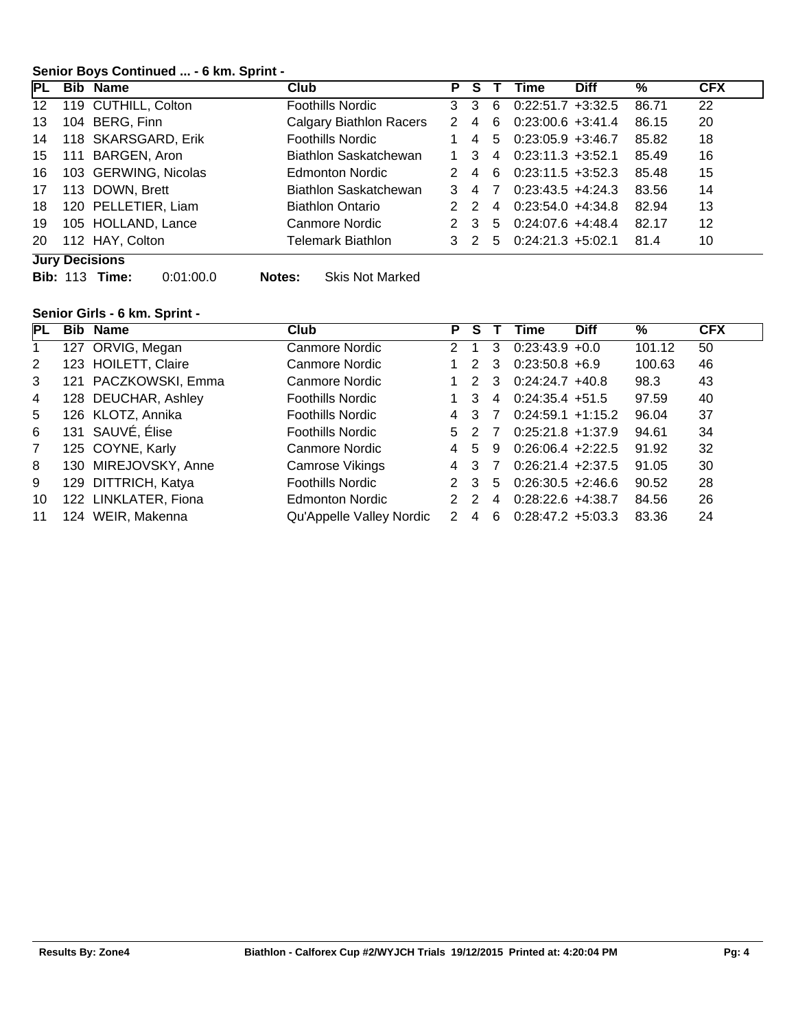### Senior Boys Continued ... - 6 km. Sprint -

| PL | Bib | Name | Club | P | S | T | Time | Diff | % | CFX |
|---|---|---|---|---|---|---|---|---|---|---|
| 12 | 119 | CUTHILL, Colton | Foothills Nordic | 3 | 3 | 6 | 0:22:51.7 | +3:32.5 | 86.71 | 22 |
| 13 | 104 | BERG, Finn | Calgary Biathlon Racers | 2 | 4 | 6 | 0:23:00.6 | +3:41.4 | 86.15 | 20 |
| 14 | 118 | SKARSGARD, Erik | Foothills Nordic | 1 | 4 | 5 | 0:23:05.9 | +3:46.7 | 85.82 | 18 |
| 15 | 111 | BARGEN, Aron | Biathlon Saskatchewan | 1 | 3 | 4 | 0:23:11.3 | +3:52.1 | 85.49 | 16 |
| 16 | 103 | GERWING, Nicolas | Edmonton Nordic | 2 | 4 | 6 | 0:23:11.5 | +3:52.3 | 85.48 | 15 |
| 17 | 113 | DOWN, Brett | Biathlon Saskatchewan | 3 | 4 | 7 | 0:23:43.5 | +4:24.3 | 83.56 | 14 |
| 18 | 120 | PELLETIER, Liam | Biathlon Ontario | 2 | 2 | 4 | 0:23:54.0 | +4:34.8 | 82.94 | 13 |
| 19 | 105 | HOLLAND, Lance | Canmore Nordic | 2 | 3 | 5 | 0:24:07.6 | +4:48.4 | 82.17 | 12 |
| 20 | 112 | HAY, Colton | Telemark Biathlon | 3 | 2 | 5 | 0:24:21.3 | +5:02.1 | 81.4 | 10 |

**Jury Decisions**

**Bib:** 113 **Time:** 0:01:00.0 **Notes:** Skis Not Marked

### Senior Girls - 6 km. Sprint -

| PL | Bib | Name | Club | P | S | T | Time | Diff | % | CFX |
|---|---|---|---|---|---|---|---|---|---|---|
| 1 | 127 | ORVIG, Megan | Canmore Nordic | 2 | 1 | 3 | 0:23:43.9 | +0.0 | 101.12 | 50 |
| 2 | 123 | HOILETT, Claire | Canmore Nordic | 1 | 2 | 3 | 0:23:50.8 | +6.9 | 100.63 | 46 |
| 3 | 121 | PACZKOWSKI, Emma | Canmore Nordic | 1 | 2 | 3 | 0:24:24.7 | +40.8 | 98.3 | 43 |
| 4 | 128 | DEUCHAR, Ashley | Foothills Nordic | 1 | 3 | 4 | 0:24:35.4 | +51.5 | 97.59 | 40 |
| 5 | 126 | KLOTZ, Annika | Foothills Nordic | 4 | 3 | 7 | 0:24:59.1 | +1:15.2 | 96.04 | 37 |
| 6 | 131 | SAUVÉ, Élise | Foothills Nordic | 5 | 2 | 7 | 0:25:21.8 | +1:37.9 | 94.61 | 34 |
| 7 | 125 | COYNE, Karly | Canmore Nordic | 4 | 5 | 9 | 0:26:06.4 | +2:22.5 | 91.92 | 32 |
| 8 | 130 | MIREJOVSKY, Anne | Camrose Vikings | 4 | 3 | 7 | 0:26:21.4 | +2:37.5 | 91.05 | 30 |
| 9 | 129 | DITTRICH, Katya | Foothills Nordic | 2 | 3 | 5 | 0:26:30.5 | +2:46.6 | 90.52 | 28 |
| 10 | 122 | LINKLATER, Fiona | Edmonton Nordic | 2 | 2 | 4 | 0:28:22.6 | +4:38.7 | 84.56 | 26 |
| 11 | 124 | WEIR, Makenna | Qu'Appelle Valley Nordic | 2 | 4 | 6 | 0:28:47.2 | +5:03.3 | 83.36 | 24 |